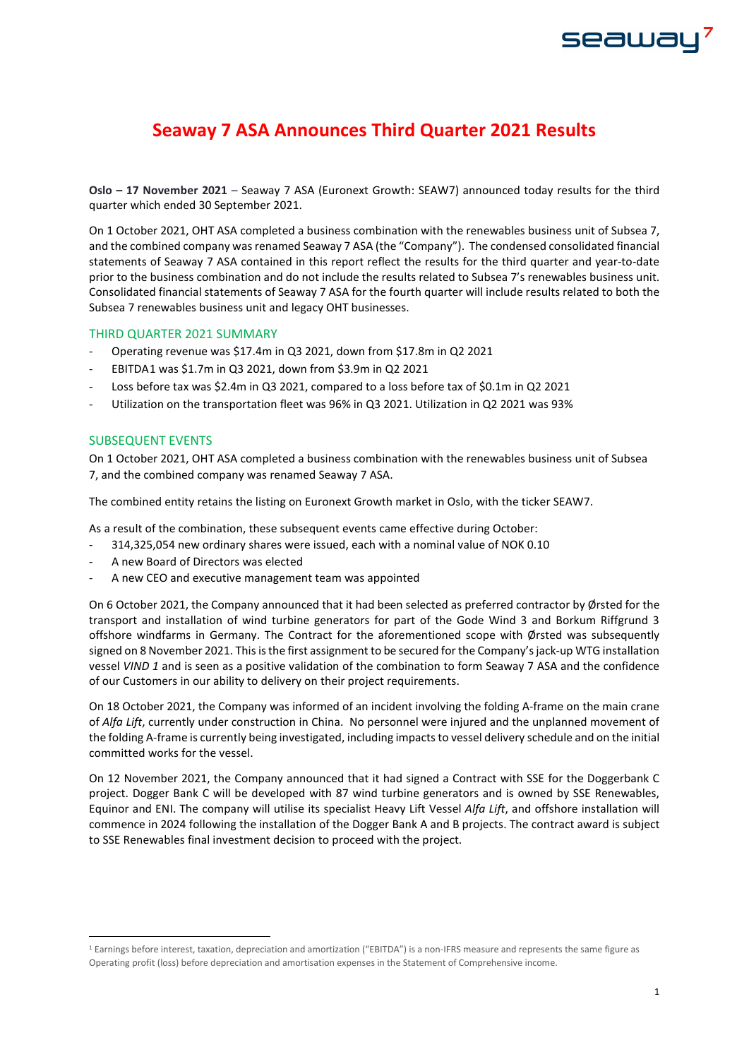# Seaway 7 ASA Announces Third Quarter 2021 Results

**Oslo – 17 November 2021** – Seaway 7 ASA (Euronext Growth: SEAW7) announced today results for the third quarter which ended 30 September 2021.

On 1 October 2021, OHT ASA completed a business combination with the renewables business unit of Subsea 7, and the combined company was renamed Seaway 7 ASA (the "Company"). The condensed consolidated financial statements of Seaway 7 ASA contained in this report reflect the results for the third quarter and year-to-date prior to the business combination and do not include the results related to Subsea 7's renewables business unit. Consolidated financial statements of Seaway 7 ASA for the fourth quarter will include results related to both the Subsea 7 renewables business unit and legacy OHT businesses.

## THIRD QUARTER 2021 SUMMARY

- Operating revenue was $17.4m in Q3 2021, down from $17.8m in Q2 2021
- EBITDA[1] was $1.7m in Q3 2021, down from $3.9m in Q2 2021
- Loss before tax was $2.4m in Q3 2021, compared to a loss before tax of $0.1m in Q2 2021
- Utilization on the transportation fleet was 96% in Q3 2021. Utilization in Q2 2021 was 93%

## SUBSEQUENT EVENTS

On 1 October 2021, OHT ASA completed a business combination with the renewables business unit of Subsea 7, and the combined company was renamed Seaway 7 ASA.

The combined entity retains the listing on Euronext Growth market in Oslo, with the ticker SEAW7.

As a result of the combination, these subsequent events came effective during October:

- 314,325,054 new ordinary shares were issued, each with a nominal value of NOK 0.10
- A new Board of Directors was elected
- A new CEO and executive management team was appointed

On 6 October 2021, the Company announced that it had been selected as preferred contractor by Ørsted for the transport and installation of wind turbine generators for part of the Gode Wind 3 and Borkum Riffgrund 3 offshore windfarms in Germany. The Contract for the aforementioned scope with Ørsted was subsequently signed on 8 November 2021. This is the first assignment to be secured for the Company's jack-up WTG installation vessel *VIND 1* and is seen as a positive validation of the combination to form Seaway 7 ASA and the confidence of our Customers in our ability to delivery on their project requirements.

On 18 October 2021, the Company was informed of an incident involving the folding A-frame on the main crane of *Alfa Lift*, currently under construction in China. No personnel were injured and the unplanned movement of the folding A-frame is currently being investigated, including impacts to vessel delivery schedule and on the initial committed works for the vessel.

On 12 November 2021, the Company announced that it had signed a Contract with SSE for the Doggerbank C project. Dogger Bank C will be developed with 87 wind turbine generators and is owned by SSE Renewables, Equinor and ENI. The company will utilise its specialist Heavy Lift Vessel *Alfa Lift*, and offshore installation will commence in 2024 following the installation of the Dogger Bank A and B projects. The contract award is subject to SSE Renewables final investment decision to proceed with the project.

[1] Earnings before interest, taxation, depreciation and amortization ("EBITDA") is a non-IFRS measure and represents the same figure as Operating profit (loss) before depreciation and amortisation expenses in the Statement of Comprehensive income.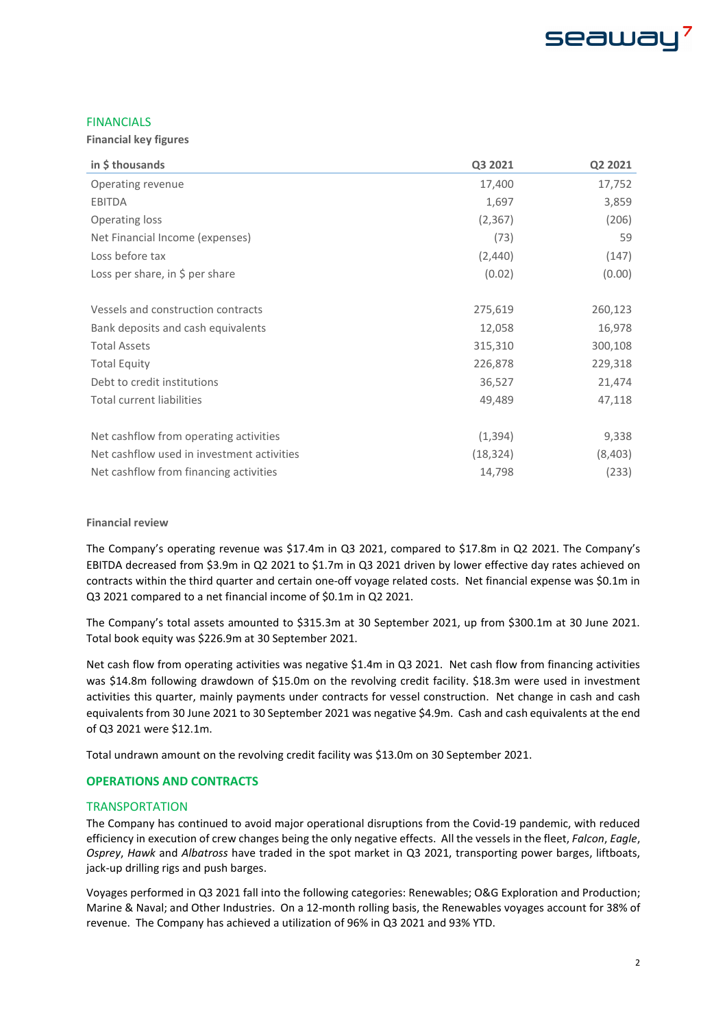## FINANCIALS

**Financial key figures**

| in $ thousands | Q3 2021 | Q2 2021 |
|---|---|---|
| Operating revenue | 17,400 | 17,752 |
| EBITDA | 1,697 | 3,859 |
| Operating loss | (2,367) | (206) |
| Net Financial Income (expenses) | (73) | 59 |
| Loss before tax | (2,440) | (147) |
| Loss per share, in $ per share | (0.02) | (0.00) |
| | | |
| Vessels and construction contracts | 275,619 | 260,123 |
| Bank deposits and cash equivalents | 12,058 | 16,978 |
| Total Assets | 315,310 | 300,108 |
| Total Equity | 226,878 | 229,318 |
| Debt to credit institutions | 36,527 | 21,474 |
| Total current liabilities | 49,489 | 47,118 |
| | | |
| Net cashflow from operating activities | (1,394) | 9,338 |
| Net cashflow used in investment activities | (18,324) | (8,403) |
| Net cashflow from financing activities | 14,798 | (233) |

**Financial review**

The Company's operating revenue was $17.4m in Q3 2021, compared to $17.8m in Q2 2021. The Company's EBITDA decreased from $3.9m in Q2 2021 to $1.7m in Q3 2021 driven by lower effective day rates achieved on contracts within the third quarter and certain one-off voyage related costs. Net financial expense was $0.1m in Q3 2021 compared to a net financial income of $0.1m in Q2 2021.

The Company's total assets amounted to $315.3m at 30 September 2021, up from $300.1m at 30 June 2021. Total book equity was $226.9m at 30 September 2021.

Net cash flow from operating activities was negative $1.4m in Q3 2021. Net cash flow from financing activities was $14.8m following drawdown of $15.0m on the revolving credit facility. $18.3m were used in investment activities this quarter, mainly payments under contracts for vessel construction. Net change in cash and cash equivalents from 30 June 2021 to 30 September 2021 was negative $4.9m. Cash and cash equivalents at the end of Q3 2021 were $12.1m.

Total undrawn amount on the revolving credit facility was $13.0m on 30 September 2021.

## OPERATIONS AND CONTRACTS

### TRANSPORTATION

The Company has continued to avoid major operational disruptions from the Covid-19 pandemic, with reduced efficiency in execution of crew changes being the only negative effects. All the vessels in the fleet, *Falcon*, *Eagle*, *Osprey*, *Hawk* and *Albatross* have traded in the spot market in Q3 2021, transporting power barges, liftboats, jack-up drilling rigs and push barges.

Voyages performed in Q3 2021 fall into the following categories: Renewables; O&G Exploration and Production; Marine & Naval; and Other Industries. On a 12-month rolling basis, the Renewables voyages account for 38% of revenue. The Company has achieved a utilization of 96% in Q3 2021 and 93% YTD.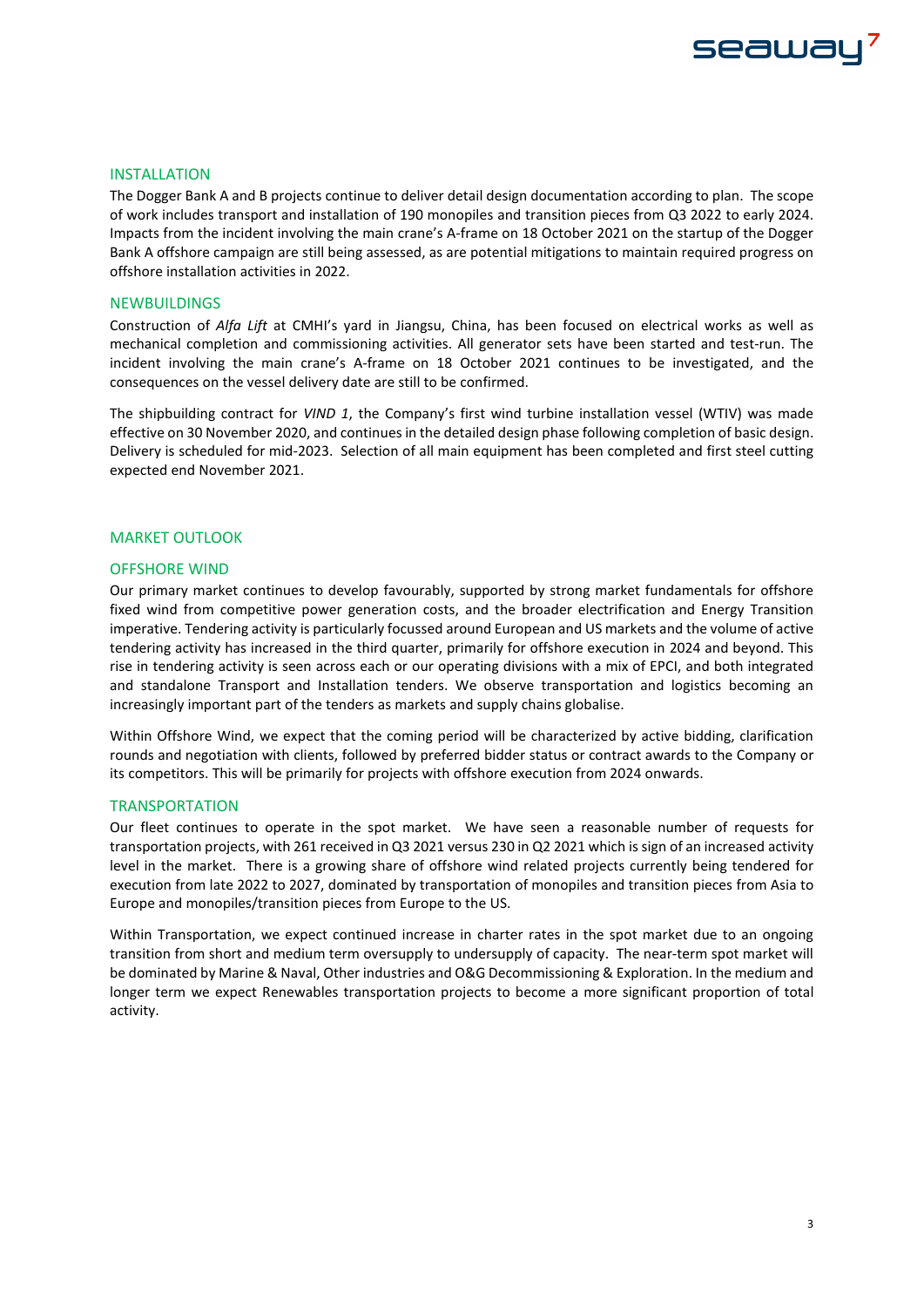## INSTALLATION

The Dogger Bank A and B projects continue to deliver detail design documentation according to plan. The scope of work includes transport and installation of 190 monopiles and transition pieces from Q3 2022 to early 2024. Impacts from the incident involving the main crane's A-frame on 18 October 2021 on the startup of the Dogger Bank A offshore campaign are still being assessed, as are potential mitigations to maintain required progress on offshore installation activities in 2022.

## NEWBUILDINGS

Construction of *Alfa Lift* at CMHI's yard in Jiangsu, China, has been focused on electrical works as well as mechanical completion and commissioning activities. All generator sets have been started and test-run. The incident involving the main crane's A-frame on 18 October 2021 continues to be investigated, and the consequences on the vessel delivery date are still to be confirmed.

The shipbuilding contract for *VIND 1*, the Company's first wind turbine installation vessel (WTIV) was made effective on 30 November 2020, and continues in the detailed design phase following completion of basic design. Delivery is scheduled for mid-2023. Selection of all main equipment has been completed and first steel cutting expected end November 2021.

# MARKET OUTLOOK

## OFFSHORE WIND

Our primary market continues to develop favourably, supported by strong market fundamentals for offshore fixed wind from competitive power generation costs, and the broader electrification and Energy Transition imperative. Tendering activity is particularly focussed around European and US markets and the volume of active tendering activity has increased in the third quarter, primarily for offshore execution in 2024 and beyond. This rise in tendering activity is seen across each or our operating divisions with a mix of EPCI, and both integrated and standalone Transport and Installation tenders. We observe transportation and logistics becoming an increasingly important part of the tenders as markets and supply chains globalise.

Within Offshore Wind, we expect that the coming period will be characterized by active bidding, clarification rounds and negotiation with clients, followed by preferred bidder status or contract awards to the Company or its competitors. This will be primarily for projects with offshore execution from 2024 onwards.

## TRANSPORTATION

Our fleet continues to operate in the spot market. We have seen a reasonable number of requests for transportation projects, with 261 received in Q3 2021 versus 230 in Q2 2021 which is sign of an increased activity level in the market. There is a growing share of offshore wind related projects currently being tendered for execution from late 2022 to 2027, dominated by transportation of monopiles and transition pieces from Asia to Europe and monopiles/transition pieces from Europe to the US.

Within Transportation, we expect continued increase in charter rates in the spot market due to an ongoing transition from short and medium term oversupply to undersupply of capacity. The near-term spot market will be dominated by Marine & Naval, Other industries and O&G Decommissioning & Exploration. In the medium and longer term we expect Renewables transportation projects to become a more significant proportion of total activity.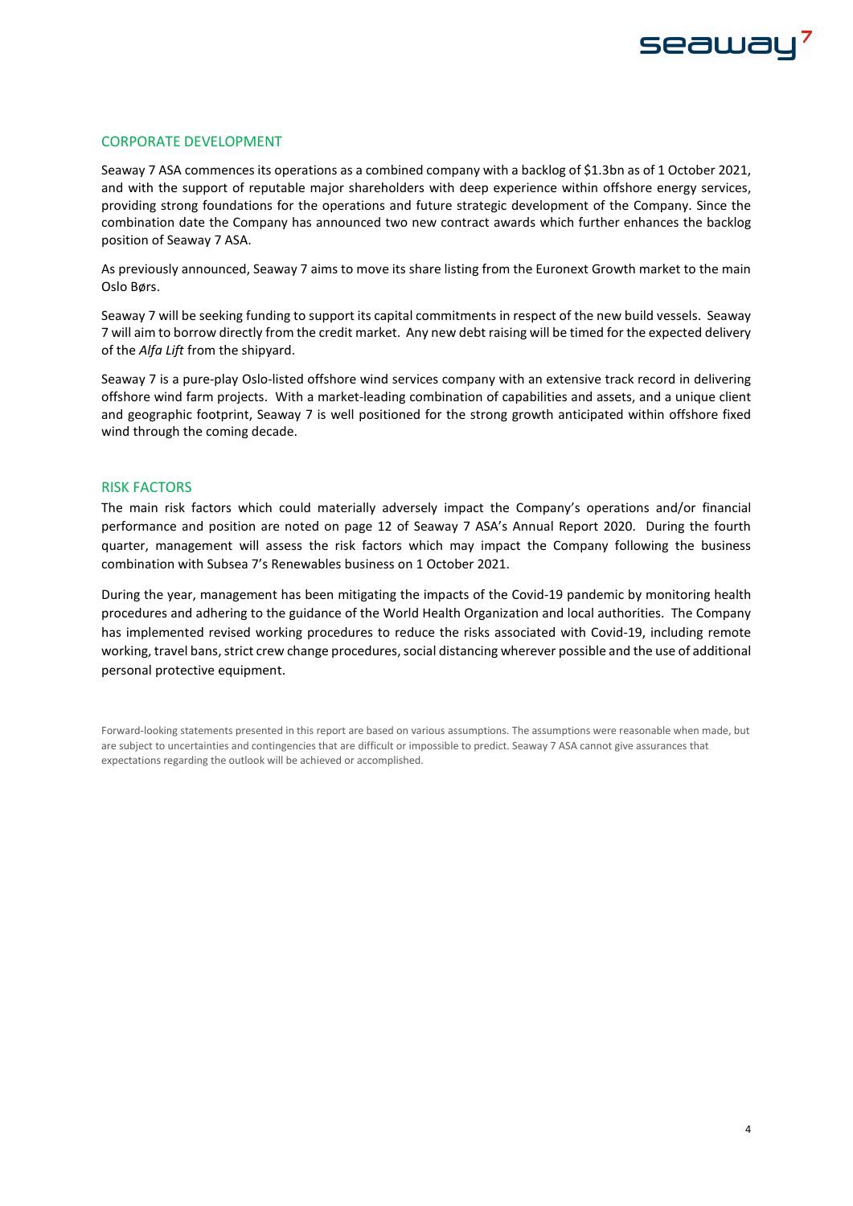## CORPORATE DEVELOPMENT

Seaway 7 ASA commences its operations as a combined company with a backlog of $1.3bn as of 1 October 2021, and with the support of reputable major shareholders with deep experience within offshore energy services, providing strong foundations for the operations and future strategic development of the Company. Since the combination date the Company has announced two new contract awards which further enhances the backlog position of Seaway 7 ASA.

As previously announced, Seaway 7 aims to move its share listing from the Euronext Growth market to the main Oslo Børs.

Seaway 7 will be seeking funding to support its capital commitments in respect of the new build vessels. Seaway 7 will aim to borrow directly from the credit market. Any new debt raising will be timed for the expected delivery of the *Alfa Lift* from the shipyard.

Seaway 7 is a pure-play Oslo-listed offshore wind services company with an extensive track record in delivering offshore wind farm projects. With a market-leading combination of capabilities and assets, and a unique client and geographic footprint, Seaway 7 is well positioned for the strong growth anticipated within offshore fixed wind through the coming decade.

## RISK FACTORS

The main risk factors which could materially adversely impact the Company's operations and/or financial performance and position are noted on page 12 of Seaway 7 ASA's Annual Report 2020. During the fourth quarter, management will assess the risk factors which may impact the Company following the business combination with Subsea 7's Renewables business on 1 October 2021.

During the year, management has been mitigating the impacts of the Covid-19 pandemic by monitoring health procedures and adhering to the guidance of the World Health Organization and local authorities. The Company has implemented revised working procedures to reduce the risks associated with Covid-19, including remote working, travel bans, strict crew change procedures, social distancing wherever possible and the use of additional personal protective equipment.

Forward-looking statements presented in this report are based on various assumptions. The assumptions were reasonable when made, but are subject to uncertainties and contingencies that are difficult or impossible to predict. Seaway 7 ASA cannot give assurances that expectations regarding the outlook will be achieved or accomplished.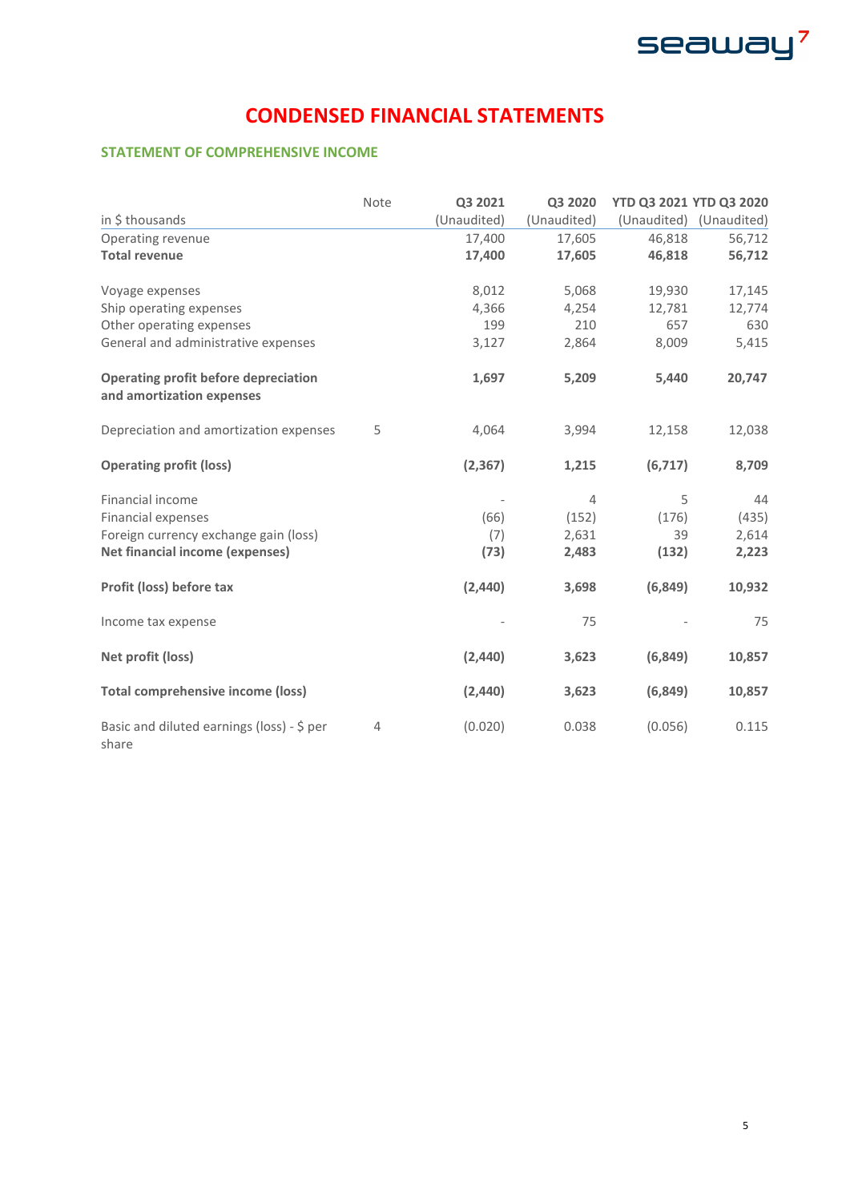# CONDENSED FINANCIAL STATEMENTS

## STATEMENT OF COMPREHENSIVE INCOME

| in $ thousands | Note | Q3 2021 (Unaudited) | Q3 2020 (Unaudited) | YTD Q3 2021 (Unaudited) | YTD Q3 2020 (Unaudited) |
|---|---|---|---|---|---|
| Operating revenue | | 17,400 | 17,605 | 46,818 | 56,712 |
| **Total revenue** | | **17,400** | **17,605** | **46,818** | **56,712** |
| | | | | | |
| Voyage expenses | | 8,012 | 5,068 | 19,930 | 17,145 |
| Ship operating expenses | | 4,366 | 4,254 | 12,781 | 12,774 |
| Other operating expenses | | 199 | 210 | 657 | 630 |
| General and administrative expenses | | 3,127 | 2,864 | 8,009 | 5,415 |
| | | | | | |
| **Operating profit before depreciation and amortization expenses** | | **1,697** | **5,209** | **5,440** | **20,747** |
| | | | | | |
| Depreciation and amortization expenses | 5 | 4,064 | 3,994 | 12,158 | 12,038 |
| | | | | | |
| **Operating profit (loss)** | | **(2,367)** | **1,215** | **(6,717)** | **8,709** |
| | | | | | |
| Financial income | | - | 4 | 5 | 44 |
| Financial expenses | | (66) | (152) | (176) | (435) |
| Foreign currency exchange gain (loss) | | (7) | 2,631 | 39 | 2,614 |
| **Net financial income (expenses)** | | **(73)** | **2,483** | **(132)** | **2,223** |
| | | | | | |
| **Profit (loss) before tax** | | **(2,440)** | **3,698** | **(6,849)** | **10,932** |
| | | | | | |
| Income tax expense | | - | 75 | - | 75 |
| | | | | | |
| **Net profit (loss)** | | **(2,440)** | **3,623** | **(6,849)** | **10,857** |
| | | | | | |
| **Total comprehensive income (loss)** | | **(2,440)** | **3,623** | **(6,849)** | **10,857** |
| | | | | | |
| Basic and diluted earnings (loss) - $ per share | 4 | (0.020) | 0.038 | (0.056) | 0.115 |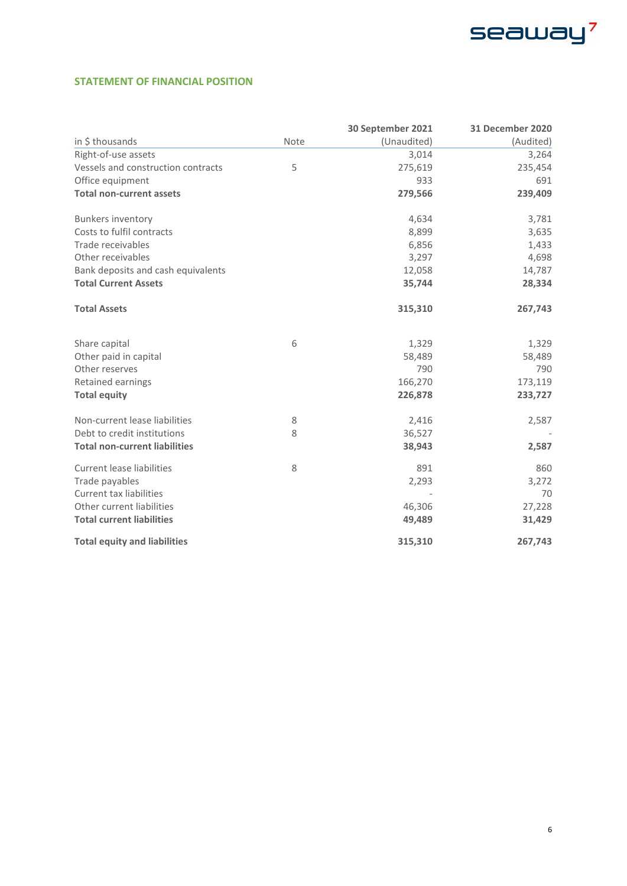## STATEMENT OF FINANCIAL POSITION

| in $ thousands | Note | 30 September 2021 (Unaudited) | 31 December 2020 (Audited) |
|---|---|---|---|
| Right-of-use assets | | 3,014 | 3,264 |
| Vessels and construction contracts | 5 | 275,619 | 235,454 |
| Office equipment | | 933 | 691 |
| **Total non-current assets** | | **279,566** | **239,409** |
| | | | |
| Bunkers inventory | | 4,634 | 3,781 |
| Costs to fulfil contracts | | 8,899 | 3,635 |
| Trade receivables | | 6,856 | 1,433 |
| Other receivables | | 3,297 | 4,698 |
| Bank deposits and cash equivalents | | 12,058 | 14,787 |
| **Total Current Assets** | | **35,744** | **28,334** |
| | | | |
| **Total Assets** | | **315,310** | **267,743** |
| | | | |
| Share capital | 6 | 1,329 | 1,329 |
| Other paid in capital | | 58,489 | 58,489 |
| Other reserves | | 790 | 790 |
| Retained earnings | | 166,270 | 173,119 |
| **Total equity** | | **226,878** | **233,727** |
| | | | |
| Non-current lease liabilities | 8 | 2,416 | 2,587 |
| Debt to credit institutions | 8 | 36,527 | - |
| **Total non-current liabilities** | | **38,943** | **2,587** |
| | | | |
| Current lease liabilities | 8 | 891 | 860 |
| Trade payables | | 2,293 | 3,272 |
| Current tax liabilities | | - | 70 |
| Other current liabilities | | 46,306 | 27,228 |
| **Total current liabilities** | | **49,489** | **31,429** |
| | | | |
| **Total equity and liabilities** | | **315,310** | **267,743** |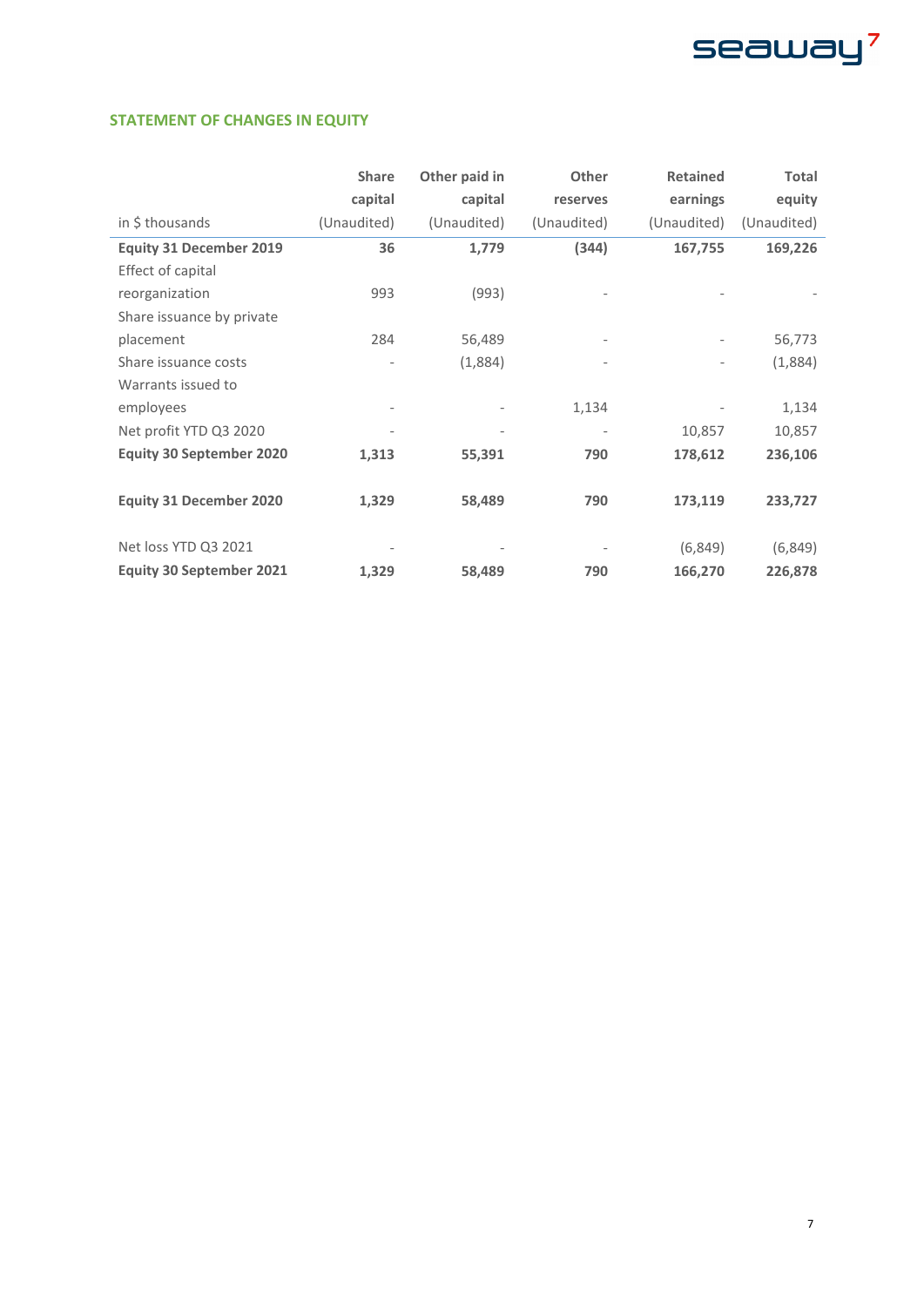## STATEMENT OF CHANGES IN EQUITY

| in $ thousands | Share capital (Unaudited) | Other paid in capital (Unaudited) | Other reserves (Unaudited) | Retained earnings (Unaudited) | Total equity (Unaudited) |
|---|---|---|---|---|---|
| **Equity 31 December 2019** | **36** | **1,779** | **(344)** | **167,755** | **169,226** |
| Effect of capital reorganization | 993 | (993) | - | - | - |
| Share issuance by private placement | 284 | 56,489 | - | - | 56,773 |
| Share issuance costs | - | (1,884) | - | - | (1,884) |
| Warrants issued to employees | - | - | 1,134 | - | 1,134 |
| Net profit YTD Q3 2020 | - | - | - | 10,857 | 10,857 |
| **Equity 30 September 2020** | **1,313** | **55,391** | **790** | **178,612** | **236,106** |
| | | | | | |
| **Equity 31 December 2020** | **1,329** | **58,489** | **790** | **173,119** | **233,727** |
| | | | | | |
| Net loss YTD Q3 2021 | - | - | - | (6,849) | (6,849) |
| **Equity 30 September 2021** | **1,329** | **58,489** | **790** | **166,270** | **226,878** |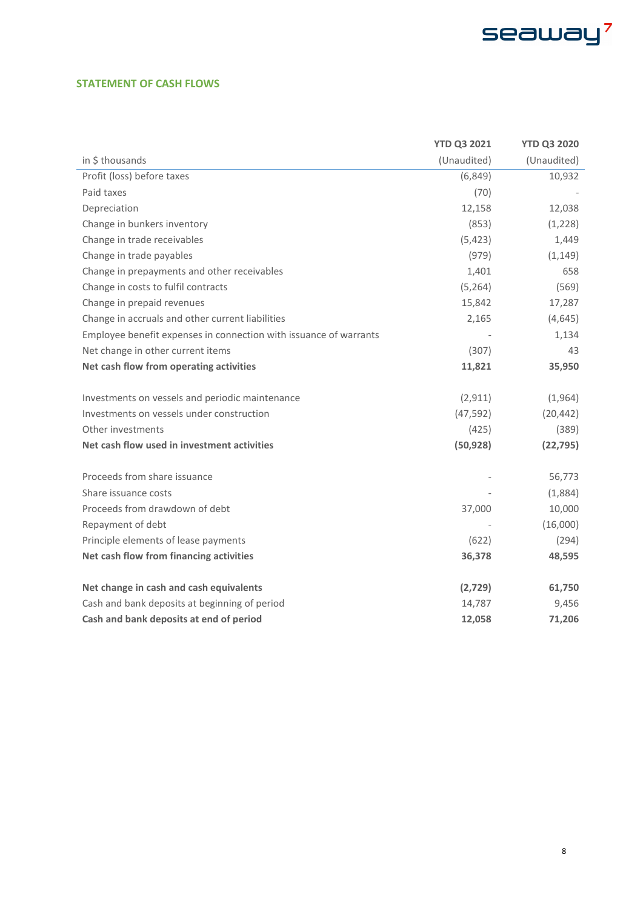## STATEMENT OF CASH FLOWS

| in $ thousands | YTD Q3 2021 (Unaudited) | YTD Q3 2020 (Unaudited) |
|---|---|---|
| Profit (loss) before taxes | (6,849) | 10,932 |
| Paid taxes | (70) | - |
| Depreciation | 12,158 | 12,038 |
| Change in bunkers inventory | (853) | (1,228) |
| Change in trade receivables | (5,423) | 1,449 |
| Change in trade payables | (979) | (1,149) |
| Change in prepayments and other receivables | 1,401 | 658 |
| Change in costs to fulfil contracts | (5,264) | (569) |
| Change in prepaid revenues | 15,842 | 17,287 |
| Change in accruals and other current liabilities | 2,165 | (4,645) |
| Employee benefit expenses in connection with issuance of warrants | - | 1,134 |
| Net change in other current items | (307) | 43 |
| **Net cash flow from operating activities** | **11,821** | **35,950** |
| | | |
| Investments on vessels and periodic maintenance | (2,911) | (1,964) |
| Investments on vessels under construction | (47,592) | (20,442) |
| Other investments | (425) | (389) |
| **Net cash flow used in investment activities** | **(50,928)** | **(22,795)** |
| | | |
| Proceeds from share issuance | - | 56,773 |
| Share issuance costs | - | (1,884) |
| Proceeds from drawdown of debt | 37,000 | 10,000 |
| Repayment of debt | - | (16,000) |
| Principle elements of lease payments | (622) | (294) |
| **Net cash flow from financing activities** | **36,378** | **48,595** |
| | | |
| **Net change in cash and cash equivalents** | **(2,729)** | **61,750** |
| Cash and bank deposits at beginning of period | 14,787 | 9,456 |
| **Cash and bank deposits at end of period** | **12,058** | **71,206** |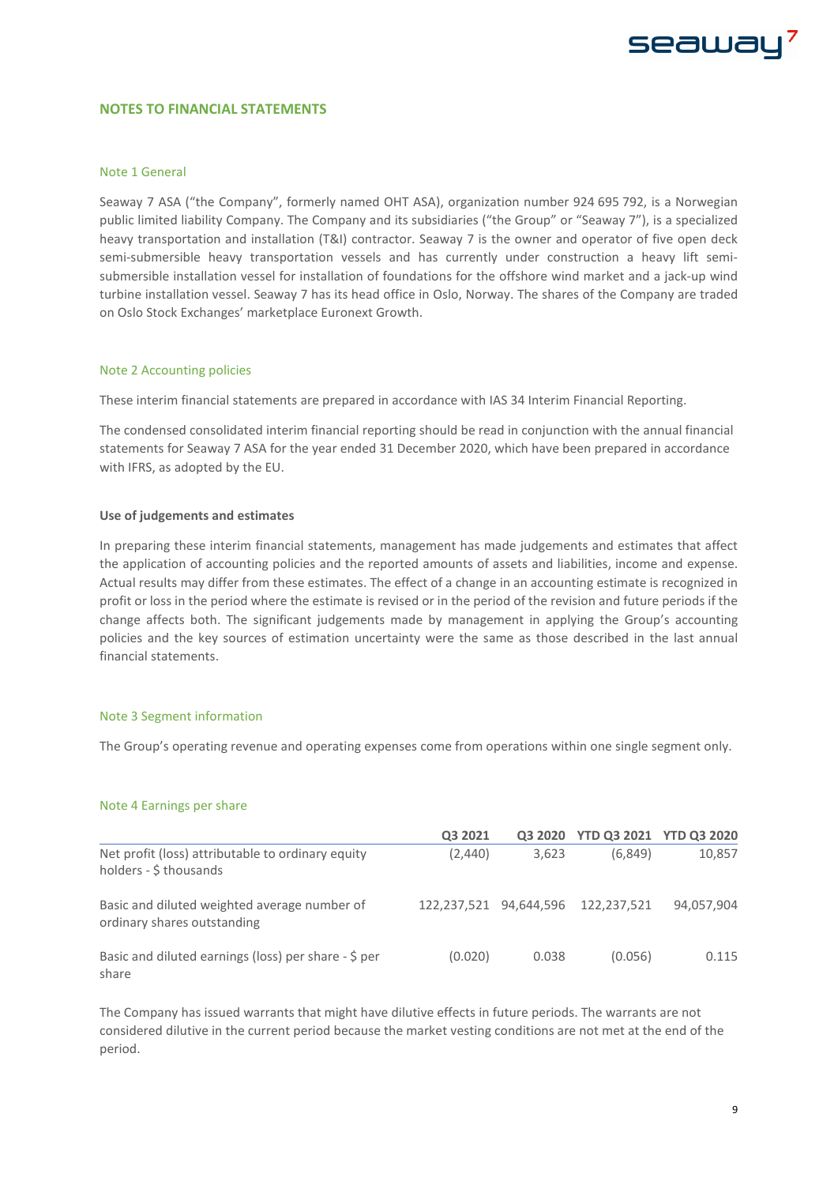## NOTES TO FINANCIAL STATEMENTS

### Note 1 General

Seaway 7 ASA ("the Company", formerly named OHT ASA), organization number 924 695 792, is a Norwegian public limited liability Company. The Company and its subsidiaries ("the Group" or "Seaway 7"), is a specialized heavy transportation and installation (T&I) contractor. Seaway 7 is the owner and operator of five open deck semi-submersible heavy transportation vessels and has currently under construction a heavy lift semi-submersible installation vessel for installation of foundations for the offshore wind market and a jack-up wind turbine installation vessel. Seaway 7 has its head office in Oslo, Norway. The shares of the Company are traded on Oslo Stock Exchanges' marketplace Euronext Growth.

### Note 2 Accounting policies

These interim financial statements are prepared in accordance with IAS 34 Interim Financial Reporting.

The condensed consolidated interim financial reporting should be read in conjunction with the annual financial statements for Seaway 7 ASA for the year ended 31 December 2020, which have been prepared in accordance with IFRS, as adopted by the EU.

**Use of judgements and estimates**

In preparing these interim financial statements, management has made judgements and estimates that affect the application of accounting policies and the reported amounts of assets and liabilities, income and expense. Actual results may differ from these estimates. The effect of a change in an accounting estimate is recognized in profit or loss in the period where the estimate is revised or in the period of the revision and future periods if the change affects both. The significant judgements made by management in applying the Group's accounting policies and the key sources of estimation uncertainty were the same as those described in the last annual financial statements.

### Note 3 Segment information

The Group's operating revenue and operating expenses come from operations within one single segment only.

### Note 4 Earnings per share

| | Q3 2021 | Q3 2020 | YTD Q3 2021 | YTD Q3 2020 |
|---|---|---|---|---|
| Net profit (loss) attributable to ordinary equity holders - $ thousands | (2,440) | 3,623 | (6,849) | 10,857 |
| Basic and diluted weighted average number of ordinary shares outstanding | 122,237,521 | 94,644,596 | 122,237,521 | 94,057,904 |
| Basic and diluted earnings (loss) per share - $ per share | (0.020) | 0.038 | (0.056) | 0.115 |

The Company has issued warrants that might have dilutive effects in future periods. The warrants are not considered dilutive in the current period because the market vesting conditions are not met at the end of the period.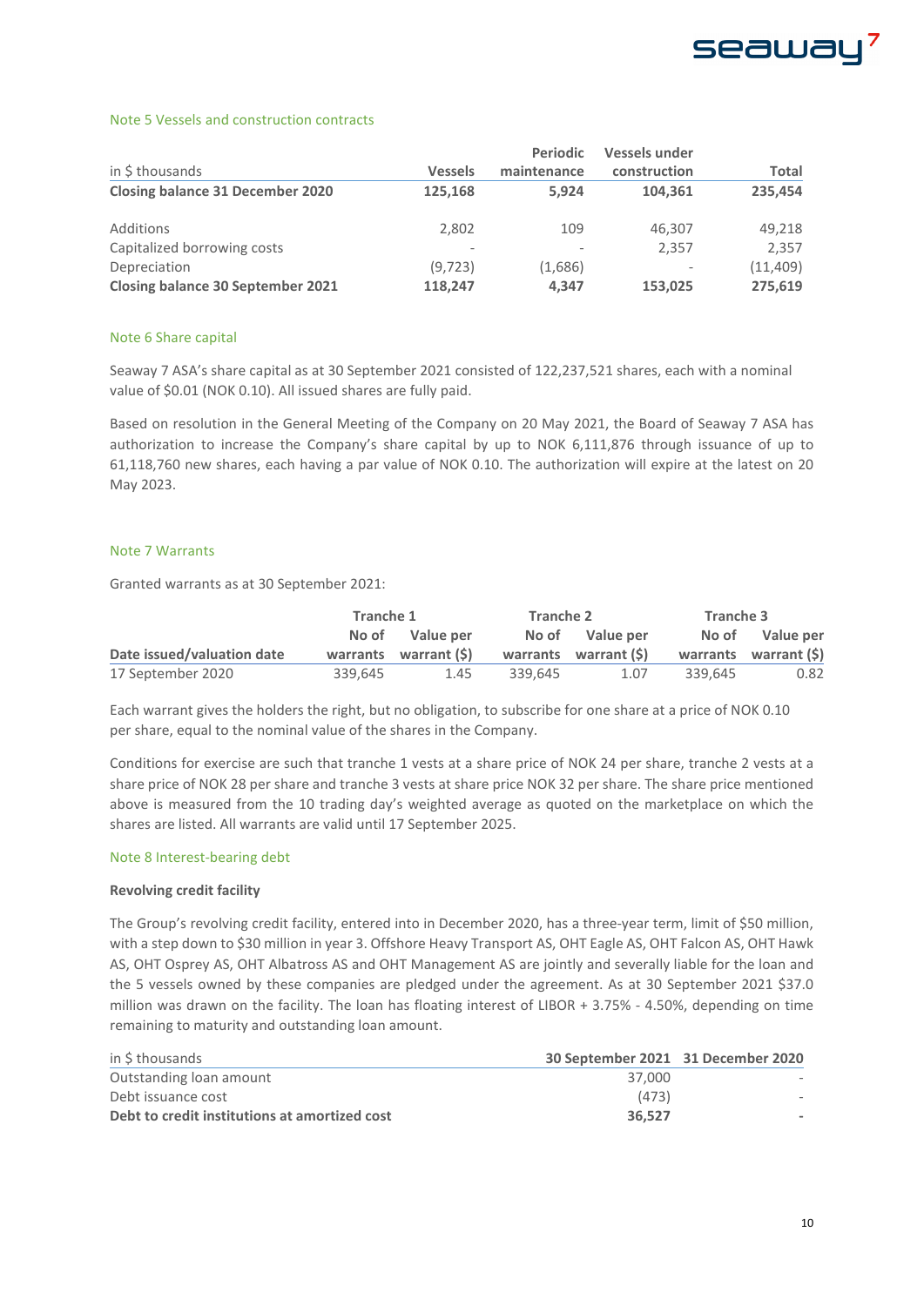## Note 5 Vessels and construction contracts

| in $ thousands | Vessels | Periodic maintenance | Vessels under construction | Total |
|---|---|---|---|---|
| **Closing balance 31 December 2020** | **125,168** | **5,924** | **104,361** | **235,454** |
| | | | | |
| Additions | 2,802 | 109 | 46,307 | 49,218 |
| Capitalized borrowing costs | - | - | 2,357 | 2,357 |
| Depreciation | (9,723) | (1,686) | - | (11,409) |
| **Closing balance 30 September 2021** | **118,247** | **4,347** | **153,025** | **275,619** |

## Note 6 Share capital

Seaway 7 ASA's share capital as at 30 September 2021 consisted of 122,237,521 shares, each with a nominal value of $0.01 (NOK 0.10). All issued shares are fully paid.

Based on resolution in the General Meeting of the Company on 20 May 2021, the Board of Seaway 7 ASA has authorization to increase the Company's share capital by up to NOK 6,111,876 through issuance of up to 61,118,760 new shares, each having a par value of NOK 0.10. The authorization will expire at the latest on 20 May 2023.

## Note 7 Warrants

Granted warrants as at 30 September 2021:

| | Tranche 1 | | Tranche 2 | | Tranche 3 | |
|---|---|---|---|---|---|---|
| **Date issued/valuation date** | **No of warrants** | **Value per warrant ($)** | **No of warrants** | **Value per warrant ($)** | **No of warrants** | **Value per warrant ($)** |
| 17 September 2020 | 339,645 | 1.45 | 339,645 | 1.07 | 339,645 | 0.82 |

Each warrant gives the holders the right, but no obligation, to subscribe for one share at a price of NOK 0.10 per share, equal to the nominal value of the shares in the Company.

Conditions for exercise are such that tranche 1 vests at a share price of NOK 24 per share, tranche 2 vests at a share price of NOK 28 per share and tranche 3 vests at share price NOK 32 per share. The share price mentioned above is measured from the 10 trading day's weighted average as quoted on the marketplace on which the shares are listed. All warrants are valid until 17 September 2025.

## Note 8 Interest-bearing debt

**Revolving credit facility**

The Group's revolving credit facility, entered into in December 2020, has a three-year term, limit of $50 million, with a step down to $30 million in year 3. Offshore Heavy Transport AS, OHT Eagle AS, OHT Falcon AS, OHT Hawk AS, OHT Osprey AS, OHT Albatross AS and OHT Management AS are jointly and severally liable for the loan and the 5 vessels owned by these companies are pledged under the agreement. As at 30 September 2021 $37.0 million was drawn on the facility. The loan has floating interest of LIBOR + 3.75% - 4.50%, depending on time remaining to maturity and outstanding loan amount.

| in $ thousands | 30 September 2021 | 31 December 2020 |
|---|---|---|
| Outstanding loan amount | 37,000 | - |
| Debt issuance cost | (473) | - |
| **Debt to credit institutions at amortized cost** | **36,527** | **-** |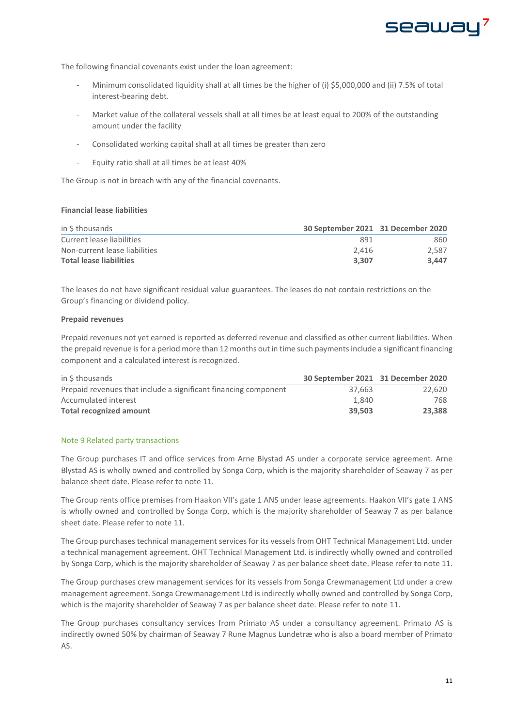The following financial covenants exist under the loan agreement:

- Minimum consolidated liquidity shall at all times be the higher of (i) $5,000,000 and (ii) 7.5% of total interest-bearing debt.
- Market value of the collateral vessels shall at all times be at least equal to 200% of the outstanding amount under the facility
- Consolidated working capital shall at all times be greater than zero
- Equity ratio shall at all times be at least 40%

The Group is not in breach with any of the financial covenants.

**Financial lease liabilities**

| in $ thousands | 30 September 2021 | 31 December 2020 |
|---|---|---|
| Current lease liabilities | 891 | 860 |
| Non-current lease liabilities | 2,416 | 2,587 |
| **Total lease liabilities** | **3,307** | **3,447** |

The leases do not have significant residual value guarantees. The leases do not contain restrictions on the Group's financing or dividend policy.

**Prepaid revenues**

Prepaid revenues not yet earned is reported as deferred revenue and classified as other current liabilities. When the prepaid revenue is for a period more than 12 months out in time such payments include a significant financing component and a calculated interest is recognized.

| in $ thousands | 30 September 2021 | 31 December 2020 |
|---|---|---|
| Prepaid revenues that include a significant financing component | 37,663 | 22,620 |
| Accumulated interest | 1,840 | 768 |
| **Total recognized amount** | **39,503** | **23,388** |

## Note 9 Related party transactions

The Group purchases IT and office services from Arne Blystad AS under a corporate service agreement. Arne Blystad AS is wholly owned and controlled by Songa Corp, which is the majority shareholder of Seaway 7 as per balance sheet date. Please refer to note 11.

The Group rents office premises from Haakon VII's gate 1 ANS under lease agreements. Haakon VII's gate 1 ANS is wholly owned and controlled by Songa Corp, which is the majority shareholder of Seaway 7 as per balance sheet date. Please refer to note 11.

The Group purchases technical management services for its vessels from OHT Technical Management Ltd. under a technical management agreement. OHT Technical Management Ltd. is indirectly wholly owned and controlled by Songa Corp, which is the majority shareholder of Seaway 7 as per balance sheet date. Please refer to note 11.

The Group purchases crew management services for its vessels from Songa Crewmanagement Ltd under a crew management agreement. Songa Crewmanagement Ltd is indirectly wholly owned and controlled by Songa Corp, which is the majority shareholder of Seaway 7 as per balance sheet date. Please refer to note 11.

The Group purchases consultancy services from Primato AS under a consultancy agreement. Primato AS is indirectly owned 50% by chairman of Seaway 7 Rune Magnus Lundetræ who is also a board member of Primato AS.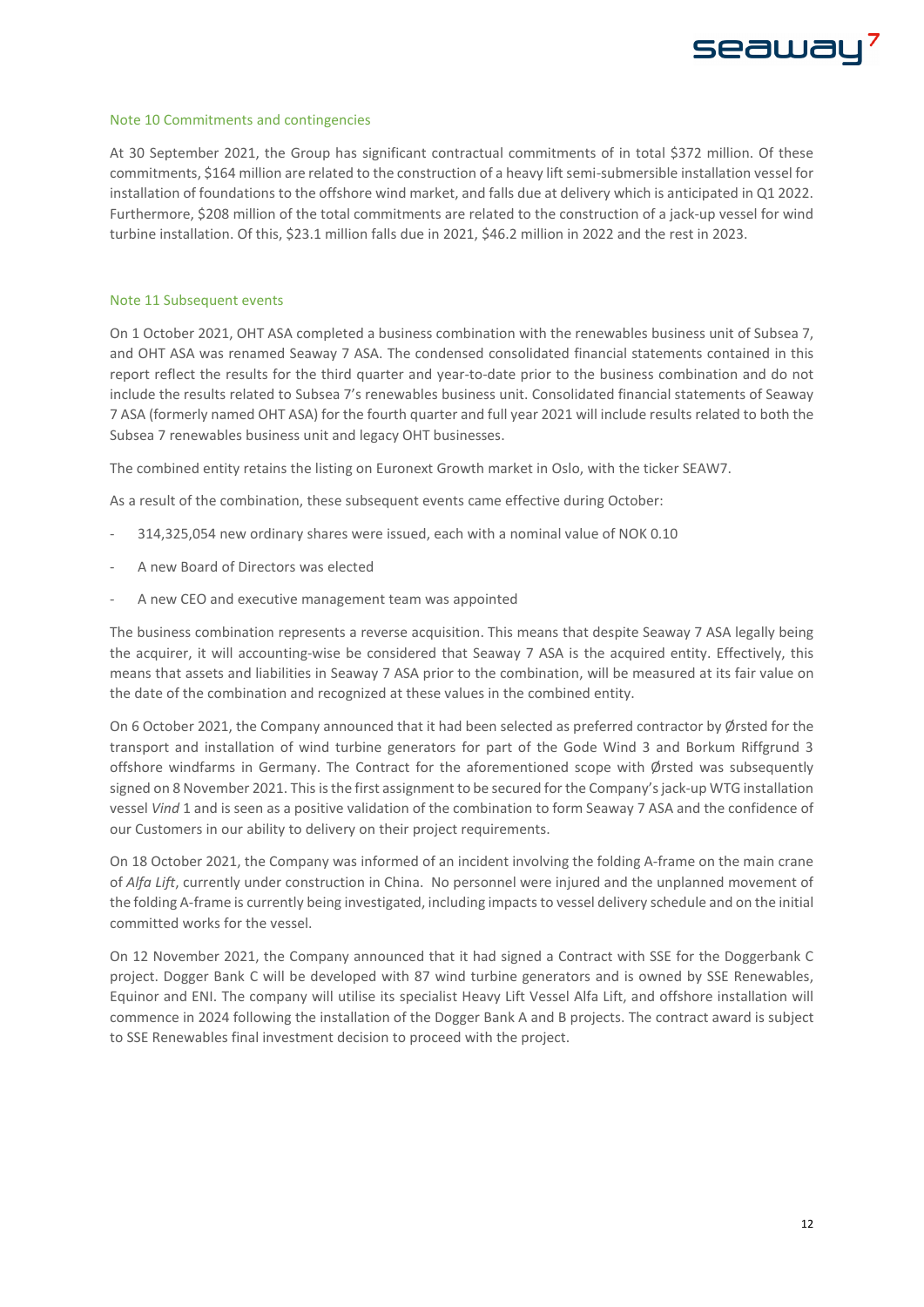## Note 10 Commitments and contingencies

At 30 September 2021, the Group has significant contractual commitments of in total $372 million. Of these commitments, $164 million are related to the construction of a heavy lift semi-submersible installation vessel for installation of foundations to the offshore wind market, and falls due at delivery which is anticipated in Q1 2022. Furthermore, $208 million of the total commitments are related to the construction of a jack-up vessel for wind turbine installation. Of this, $23.1 million falls due in 2021, $46.2 million in 2022 and the rest in 2023.

## Note 11 Subsequent events

On 1 October 2021, OHT ASA completed a business combination with the renewables business unit of Subsea 7, and OHT ASA was renamed Seaway 7 ASA. The condensed consolidated financial statements contained in this report reflect the results for the third quarter and year-to-date prior to the business combination and do not include the results related to Subsea 7's renewables business unit. Consolidated financial statements of Seaway 7 ASA (formerly named OHT ASA) for the fourth quarter and full year 2021 will include results related to both the Subsea 7 renewables business unit and legacy OHT businesses.

The combined entity retains the listing on Euronext Growth market in Oslo, with the ticker SEAW7.

As a result of the combination, these subsequent events came effective during October:

- 314,325,054 new ordinary shares were issued, each with a nominal value of NOK 0.10
- A new Board of Directors was elected
- A new CEO and executive management team was appointed

The business combination represents a reverse acquisition. This means that despite Seaway 7 ASA legally being the acquirer, it will accounting-wise be considered that Seaway 7 ASA is the acquired entity. Effectively, this means that assets and liabilities in Seaway 7 ASA prior to the combination, will be measured at its fair value on the date of the combination and recognized at these values in the combined entity.

On 6 October 2021, the Company announced that it had been selected as preferred contractor by Ørsted for the transport and installation of wind turbine generators for part of the Gode Wind 3 and Borkum Riffgrund 3 offshore windfarms in Germany. The Contract for the aforementioned scope with Ørsted was subsequently signed on 8 November 2021. This is the first assignment to be secured for the Company's jack-up WTG installation vessel *Vind* 1 and is seen as a positive validation of the combination to form Seaway 7 ASA and the confidence of our Customers in our ability to delivery on their project requirements.

On 18 October 2021, the Company was informed of an incident involving the folding A-frame on the main crane of *Alfa Lift*, currently under construction in China. No personnel were injured and the unplanned movement of the folding A-frame is currently being investigated, including impacts to vessel delivery schedule and on the initial committed works for the vessel.

On 12 November 2021, the Company announced that it had signed a Contract with SSE for the Doggerbank C project. Dogger Bank C will be developed with 87 wind turbine generators and is owned by SSE Renewables, Equinor and ENI. The company will utilise its specialist Heavy Lift Vessel Alfa Lift, and offshore installation will commence in 2024 following the installation of the Dogger Bank A and B projects. The contract award is subject to SSE Renewables final investment decision to proceed with the project.